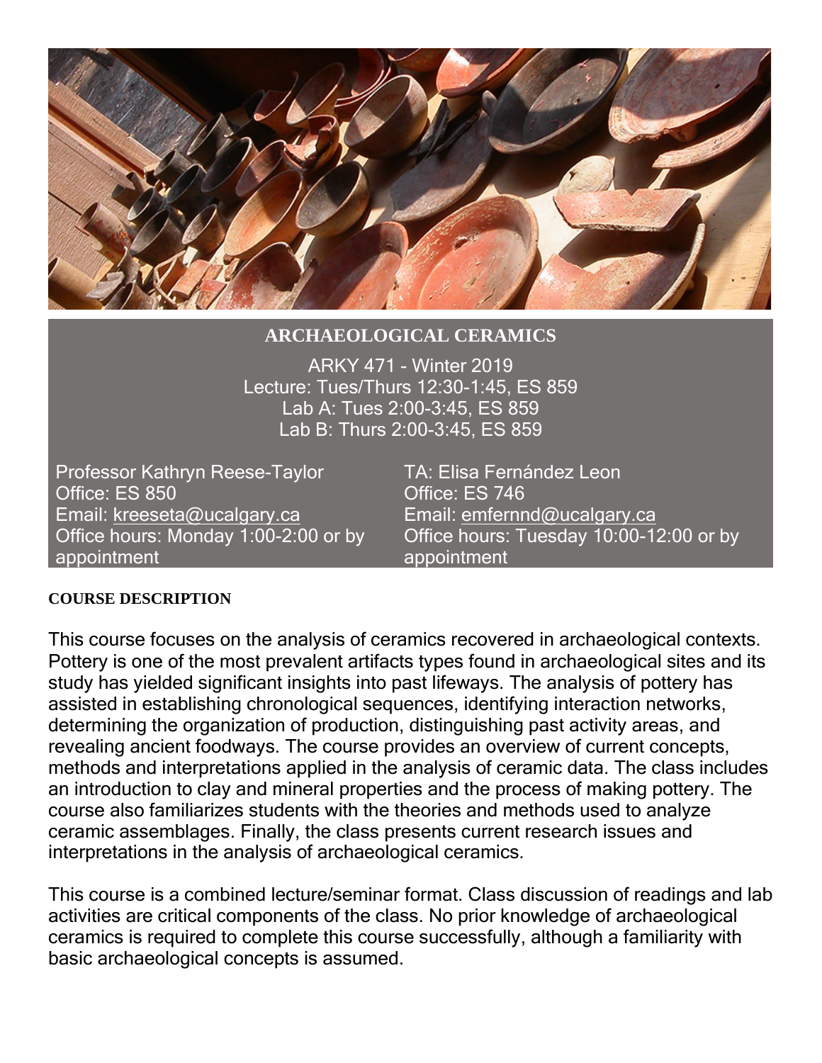# ARCHAEOLOGICAL CERAMICS

ARKY 471 - Winter 2019
Lecture: Tues/Thurs 12:30-1:45, ES 859
Lab A: Tues 2:00-3:45, ES 859
Lab B: Thurs 2:00-3:45, ES 859

Professor Kathryn Reese-Taylor
Office: ES 850
Email: kreeseta@ucalgary.ca
Office hours: Monday 1:00-2:00 or by appointment

TA: Elisa Fernández Leon
Office: ES 746
Email: emfernnd@ucalgary.ca
Office hours: Tuesday 10:00-12:00 or by appointment

## COURSE DESCRIPTION

This course focuses on the analysis of ceramics recovered in archaeological contexts. Pottery is one of the most prevalent artifacts types found in archaeological sites and its study has yielded significant insights into past lifeways. The analysis of pottery has assisted in establishing chronological sequences, identifying interaction networks, determining the organization of production, distinguishing past activity areas, and revealing ancient foodways. The course provides an overview of current concepts, methods and interpretations applied in the analysis of ceramic data. The class includes an introduction to clay and mineral properties and the process of making pottery. The course also familiarizes students with the theories and methods used to analyze ceramic assemblages. Finally, the class presents current research issues and interpretations in the analysis of archaeological ceramics.

This course is a combined lecture/seminar format. Class discussion of readings and lab activities are critical components of the class. No prior knowledge of archaeological ceramics is required to complete this course successfully, although a familiarity with basic archaeological concepts is assumed.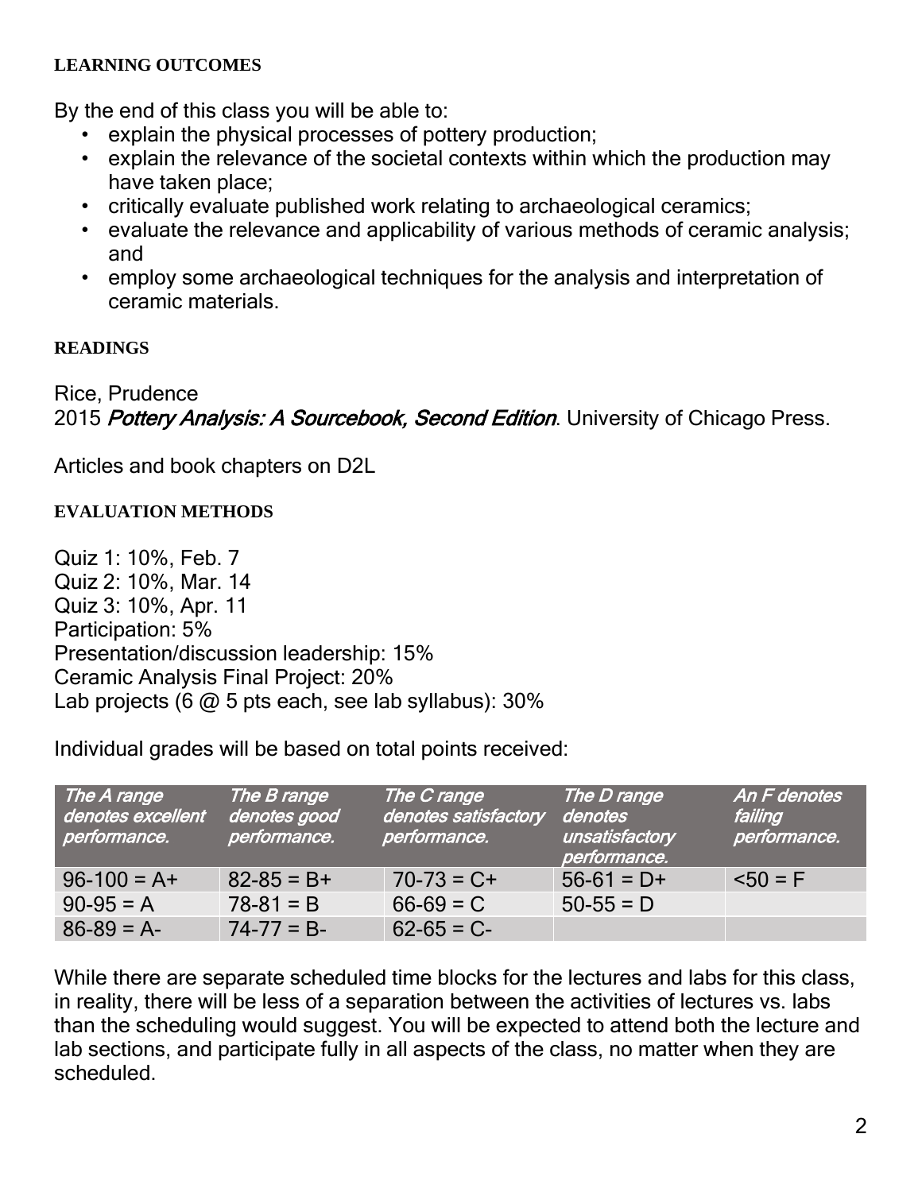## LEARNING OUTCOMES

By the end of this class you will be able to:

- explain the physical processes of pottery production;
- explain the relevance of the societal contexts within which the production may have taken place;
- critically evaluate published work relating to archaeological ceramics;
- evaluate the relevance and applicability of various methods of ceramic analysis; and
- employ some archaeological techniques for the analysis and interpretation of ceramic materials.

## READINGS

Rice, Prudence
2015 *Pottery Analysis: A Sourcebook, Second Edition*. University of Chicago Press.

Articles and book chapters on D2L

## EVALUATION METHODS

Quiz 1: 10%, Feb. 7
Quiz 2: 10%, Mar. 14
Quiz 3: 10%, Apr. 11
Participation: 5%
Presentation/discussion leadership: 15%
Ceramic Analysis Final Project: 20%
Lab projects (6 @ 5 pts each, see lab syllabus): 30%

Individual grades will be based on total points received:

| *The A range denotes excellent performance.* | *The B range denotes good performance.* | *The C range denotes satisfactory performance.* | *The D range denotes unsatisfactory performance.* | *An F denotes failing performance.* |
|---|---|---|---|---|
| 96-100 = A+ | 82-85 = B+ | 70-73 = C+ | 56-61 = D+ | <50 = F |
| 90-95 = A | 78-81 = B | 66-69 = C | 50-55 = D | |
| 86-89 = A- | 74-77 = B- | 62-65 = C- | | |

While there are separate scheduled time blocks for the lectures and labs for this class, in reality, there will be less of a separation between the activities of lectures vs. labs than the scheduling would suggest. You will be expected to attend both the lecture and lab sections, and participate fully in all aspects of the class, no matter when they are scheduled.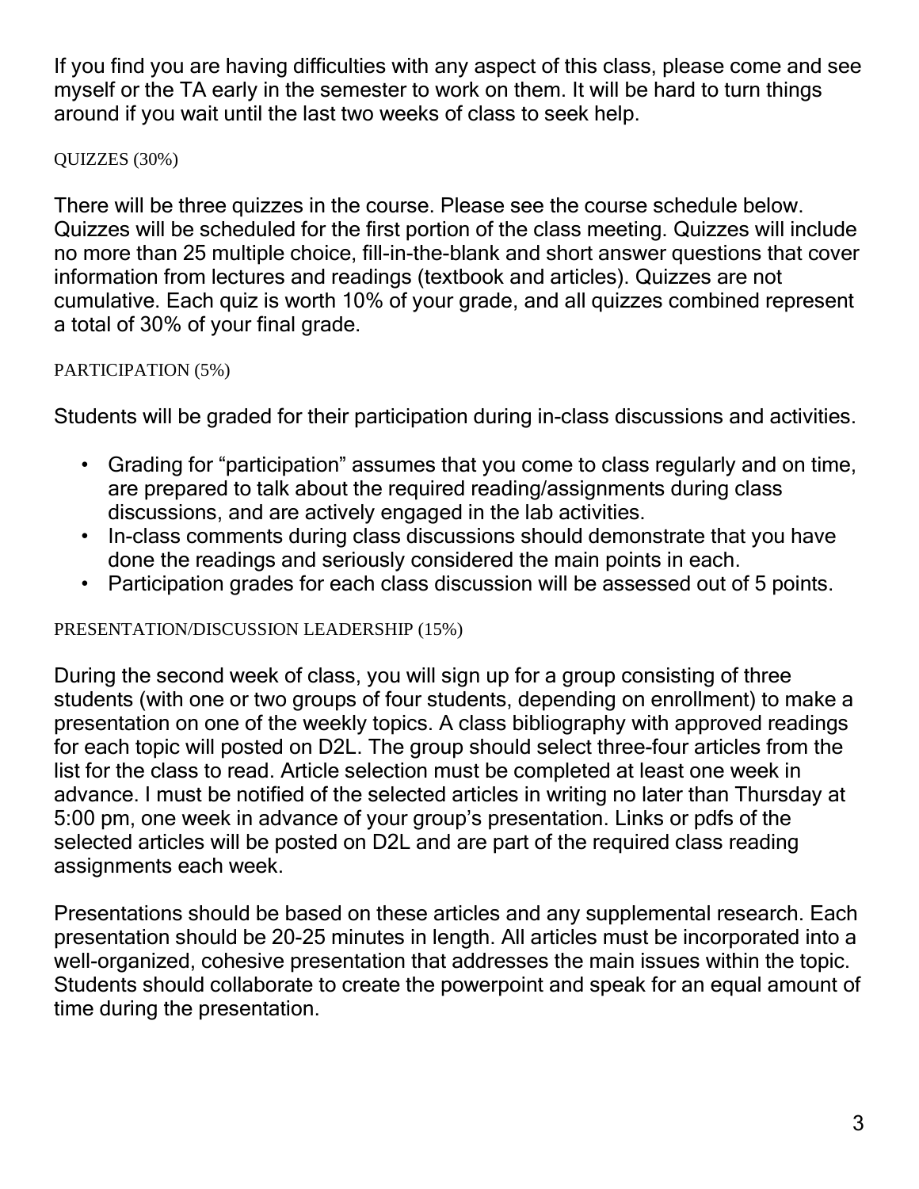If you find you are having difficulties with any aspect of this class, please come and see myself or the TA early in the semester to work on them. It will be hard to turn things around if you wait until the last two weeks of class to seek help.

### QUIZZES (30%)

There will be three quizzes in the course. Please see the course schedule below. Quizzes will be scheduled for the first portion of the class meeting. Quizzes will include no more than 25 multiple choice, fill-in-the-blank and short answer questions that cover information from lectures and readings (textbook and articles). Quizzes are not cumulative. Each quiz is worth 10% of your grade, and all quizzes combined represent a total of 30% of your final grade.

### PARTICIPATION (5%)

Students will be graded for their participation during in-class discussions and activities.

- Grading for "participation" assumes that you come to class regularly and on time, are prepared to talk about the required reading/assignments during class discussions, and are actively engaged in the lab activities.
- In-class comments during class discussions should demonstrate that you have done the readings and seriously considered the main points in each.
- Participation grades for each class discussion will be assessed out of 5 points.

### PRESENTATION/DISCUSSION LEADERSHIP (15%)

During the second week of class, you will sign up for a group consisting of three students (with one or two groups of four students, depending on enrollment) to make a presentation on one of the weekly topics. A class bibliography with approved readings for each topic will posted on D2L. The group should select three-four articles from the list for the class to read. Article selection must be completed at least one week in advance. I must be notified of the selected articles in writing no later than Thursday at 5:00 pm, one week in advance of your group's presentation. Links or pdfs of the selected articles will be posted on D2L and are part of the required class reading assignments each week.

Presentations should be based on these articles and any supplemental research. Each presentation should be 20-25 minutes in length. All articles must be incorporated into a well-organized, cohesive presentation that addresses the main issues within the topic. Students should collaborate to create the powerpoint and speak for an equal amount of time during the presentation.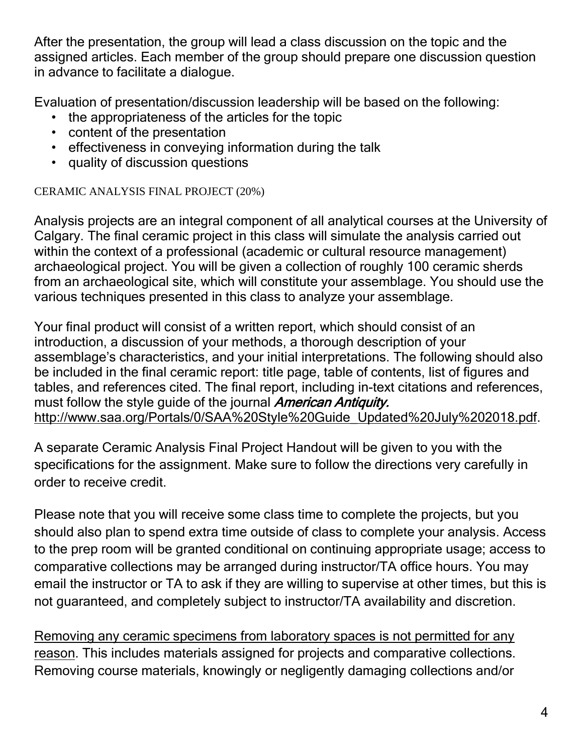After the presentation, the group will lead a class discussion on the topic and the assigned articles. Each member of the group should prepare one discussion question in advance to facilitate a dialogue.

Evaluation of presentation/discussion leadership will be based on the following:

- the appropriateness of the articles for the topic
- content of the presentation
- effectiveness in conveying information during the talk
- quality of discussion questions

### CERAMIC ANALYSIS FINAL PROJECT (20%)

Analysis projects are an integral component of all analytical courses at the University of Calgary. The final ceramic project in this class will simulate the analysis carried out within the context of a professional (academic or cultural resource management) archaeological project. You will be given a collection of roughly 100 ceramic sherds from an archaeological site, which will constitute your assemblage. You should use the various techniques presented in this class to analyze your assemblage.

Your final product will consist of a written report, which should consist of an introduction, a discussion of your methods, a thorough description of your assemblage's characteristics, and your initial interpretations. The following should also be included in the final ceramic report: title page, table of contents, list of figures and tables, and references cited. The final report, including in-text citations and references, must follow the style guide of the journal ***American Antiquity.*** http://www.saa.org/Portals/0/SAA%20Style%20Guide_Updated%20July%202018.pdf.

A separate Ceramic Analysis Final Project Handout will be given to you with the specifications for the assignment. Make sure to follow the directions very carefully in order to receive credit.

Please note that you will receive some class time to complete the projects, but you should also plan to spend extra time outside of class to complete your analysis. Access to the prep room will be granted conditional on continuing appropriate usage; access to comparative collections may be arranged during instructor/TA office hours. You may email the instructor or TA to ask if they are willing to supervise at other times, but this is not guaranteed, and completely subject to instructor/TA availability and discretion.

<u>Removing any ceramic specimens from laboratory spaces is not permitted for any reason</u>. This includes materials assigned for projects and comparative collections. Removing course materials, knowingly or negligently damaging collections and/or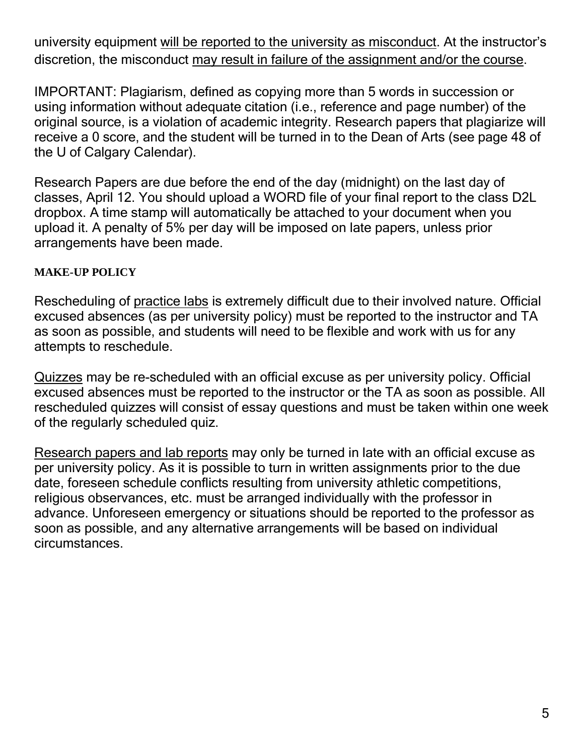university equipment <u>will be reported to the university as misconduct</u>. At the instructor's discretion, the misconduct <u>may result in failure of the assignment and/or the course</u>.

IMPORTANT: Plagiarism, defined as copying more than 5 words in succession or using information without adequate citation (i.e., reference and page number) of the original source, is a violation of academic integrity. Research papers that plagiarize will receive a 0 score, and the student will be turned in to the Dean of Arts (see page 48 of the U of Calgary Calendar).

Research Papers are due before the end of the day (midnight) on the last day of classes, April 12. You should upload a WORD file of your final report to the class D2L dropbox. A time stamp will automatically be attached to your document when you upload it. A penalty of 5% per day will be imposed on late papers, unless prior arrangements have been made.

#### MAKE-UP POLICY

Rescheduling of <u>practice labs</u> is extremely difficult due to their involved nature. Official excused absences (as per university policy) must be reported to the instructor and TA as soon as possible, and students will need to be flexible and work with us for any attempts to reschedule.

<u>Quizzes</u> may be re-scheduled with an official excuse as per university policy. Official excused absences must be reported to the instructor or the TA as soon as possible. All rescheduled quizzes will consist of essay questions and must be taken within one week of the regularly scheduled quiz.

<u>Research papers and lab reports</u> may only be turned in late with an official excuse as per university policy. As it is possible to turn in written assignments prior to the due date, foreseen schedule conflicts resulting from university athletic competitions, religious observances, etc. must be arranged individually with the professor in advance. Unforeseen emergency or situations should be reported to the professor as soon as possible, and any alternative arrangements will be based on individual circumstances.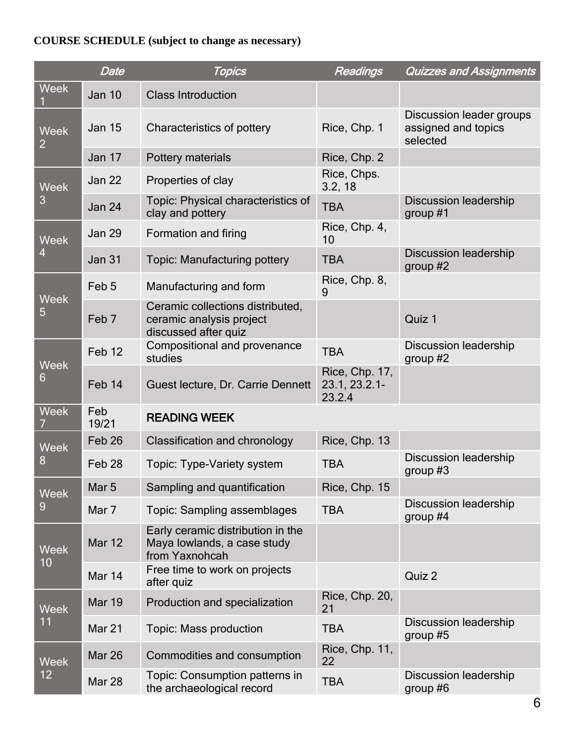**COURSE SCHEDULE (subject to change as necessary)**

| | *Date* | *Topics* | *Readings* | *Quizzes and Assignments* |
|---|---|---|---|---|
| Week 1 | Jan 10 | Class Introduction | | |
| Week 2 | Jan 15 | Characteristics of pottery | Rice, Chp. 1 | Discussion leader groups assigned and topics selected |
| | Jan 17 | Pottery materials | Rice, Chp. 2 | |
| Week 3 | Jan 22 | Properties of clay | Rice, Chps. 3.2, 18 | |
| | Jan 24 | Topic: Physical characteristics of clay and pottery | TBA | Discussion leadership group #1 |
| Week 4 | Jan 29 | Formation and firing | Rice, Chp. 4, 10 | |
| | Jan 31 | Topic: Manufacturing pottery | TBA | Discussion leadership group #2 |
| Week 5 | Feb 5 | Manufacturing and form | Rice, Chp. 8, 9 | |
| | Feb 7 | Ceramic collections distributed, ceramic analysis project discussed after quiz | | Quiz 1 |
| Week 6 | Feb 12 | Compositional and provenance studies | TBA | Discussion leadership group #2 |
| | Feb 14 | Guest lecture, Dr. Carrie Dennett | Rice, Chp. 17, 23.1, 23.2.1-23.2.4 | |
| Week 7 | Feb 19/21 | READING WEEK | | |
| Week 8 | Feb 26 | Classification and chronology | Rice, Chp. 13 | |
| | Feb 28 | Topic: Type-Variety system | TBA | Discussion leadership group #3 |
| Week 9 | Mar 5 | Sampling and quantification | Rice, Chp. 15 | |
| | Mar 7 | Topic: Sampling assemblages | TBA | Discussion leadership group #4 |
| Week 10 | Mar 12 | Early ceramic distribution in the Maya lowlands, a case study from Yaxnohcah | | |
| | Mar 14 | Free time to work on projects after quiz | | Quiz 2 |
| Week 11 | Mar 19 | Production and specialization | Rice, Chp. 20, 21 | |
| | Mar 21 | Topic: Mass production | TBA | Discussion leadership group #5 |
| Week 12 | Mar 26 | Commodities and consumption | Rice, Chp. 11, 22 | |
| | Mar 28 | Topic: Consumption patterns in the archaeological record | TBA | Discussion leadership group #6 |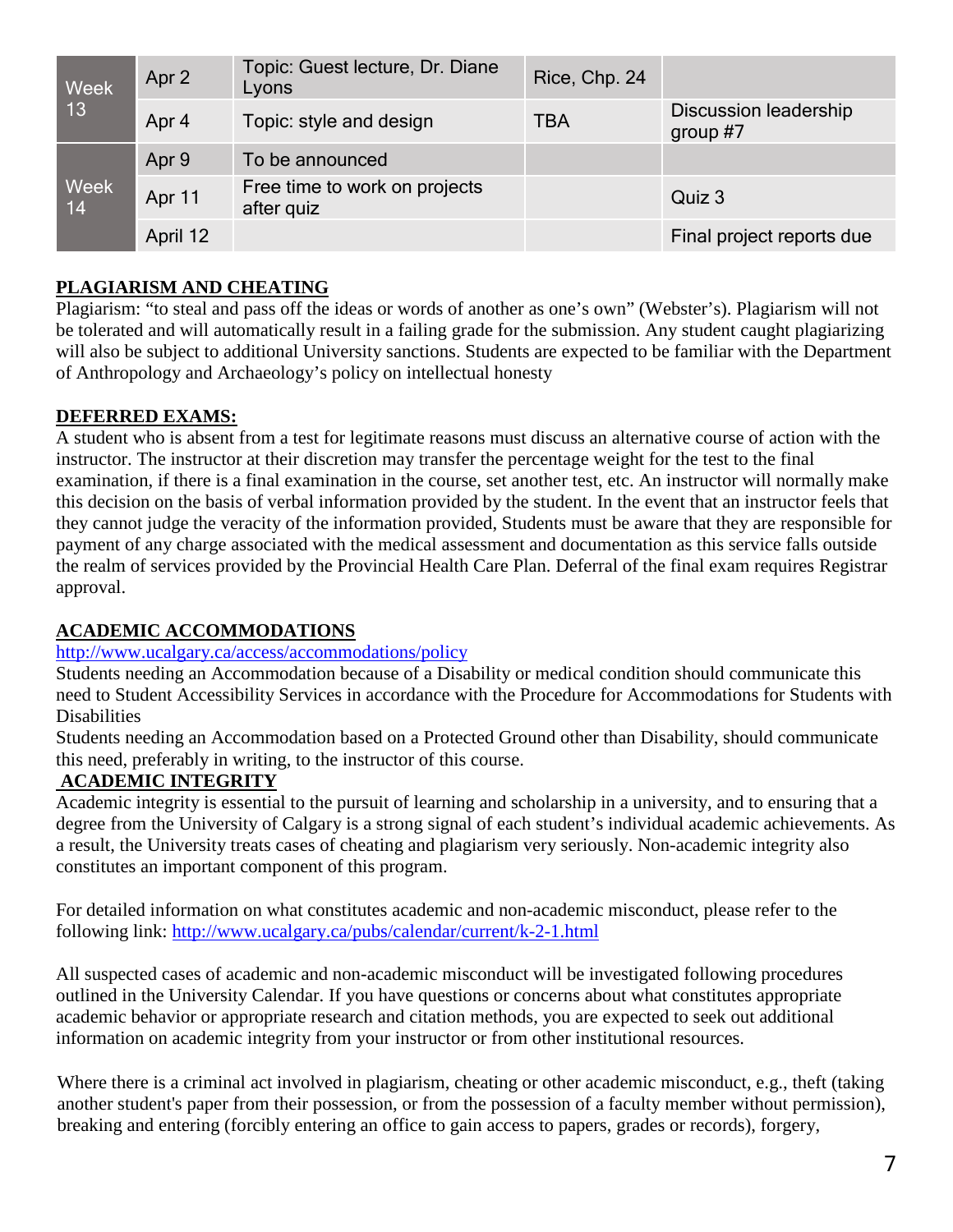| | | | | |
|---|---|---|---|---|
| Week 13 | Apr 2 | Topic: Guest lecture, Dr. Diane Lyons | Rice, Chp. 24 | |
| | Apr 4 | Topic: style and design | TBA | Discussion leadership group #7 |
| Week 14 | Apr 9 | To be announced | | |
| | Apr 11 | Free time to work on projects after quiz | | Quiz 3 |
| | April 12 | | | Final project reports due |

**PLAGIARISM AND CHEATING**

Plagiarism: "to steal and pass off the ideas or words of another as one's own" (Webster's). Plagiarism will not be tolerated and will automatically result in a failing grade for the submission. Any student caught plagiarizing will also be subject to additional University sanctions. Students are expected to be familiar with the Department of Anthropology and Archaeology's policy on intellectual honesty

**DEFERRED EXAMS:**

A student who is absent from a test for legitimate reasons must discuss an alternative course of action with the instructor. The instructor at their discretion may transfer the percentage weight for the test to the final examination, if there is a final examination in the course, set another test, etc. An instructor will normally make this decision on the basis of verbal information provided by the student. In the event that an instructor feels that they cannot judge the veracity of the information provided, Students must be aware that they are responsible for payment of any charge associated with the medical assessment and documentation as this service falls outside the realm of services provided by the Provincial Health Care Plan. Deferral of the final exam requires Registrar approval.

**ACADEMIC ACCOMMODATIONS**

http://www.ucalgary.ca/access/accommodations/policy

Students needing an Accommodation because of a Disability or medical condition should communicate this need to Student Accessibility Services in accordance with the Procedure for Accommodations for Students with Disabilities

Students needing an Accommodation based on a Protected Ground other than Disability, should communicate this need, preferably in writing, to the instructor of this course.

**ACADEMIC INTEGRITY**

Academic integrity is essential to the pursuit of learning and scholarship in a university, and to ensuring that a degree from the University of Calgary is a strong signal of each student's individual academic achievements. As a result, the University treats cases of cheating and plagiarism very seriously. Non-academic integrity also constitutes an important component of this program.

For detailed information on what constitutes academic and non-academic misconduct, please refer to the following link: http://www.ucalgary.ca/pubs/calendar/current/k-2-1.html

All suspected cases of academic and non-academic misconduct will be investigated following procedures outlined in the University Calendar. If you have questions or concerns about what constitutes appropriate academic behavior or appropriate research and citation methods, you are expected to seek out additional information on academic integrity from your instructor or from other institutional resources.

Where there is a criminal act involved in plagiarism, cheating or other academic misconduct, e.g., theft (taking another student's paper from their possession, or from the possession of a faculty member without permission), breaking and entering (forcibly entering an office to gain access to papers, grades or records), forgery,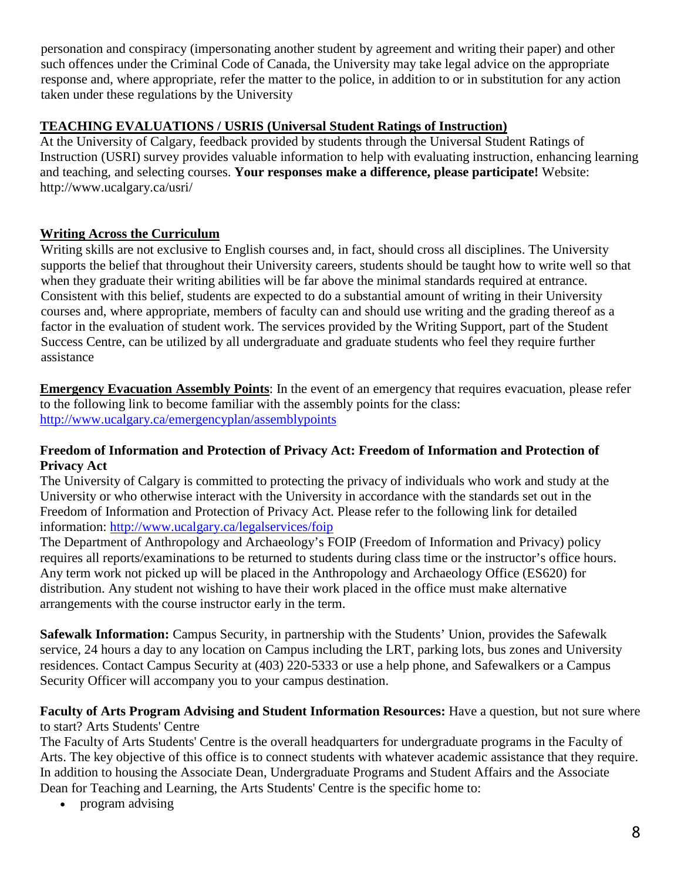personation and conspiracy (impersonating another student by agreement and writing their paper) and other such offences under the Criminal Code of Canada, the University may take legal advice on the appropriate response and, where appropriate, refer the matter to the police, in addition to or in substitution for any action taken under these regulations by the University

**TEACHING EVALUATIONS / USRIS (Universal Student Ratings of Instruction)**

At the University of Calgary, feedback provided by students through the Universal Student Ratings of Instruction (USRI) survey provides valuable information to help with evaluating instruction, enhancing learning and teaching, and selecting courses. **Your responses make a difference, please participate!** Website: http://www.ucalgary.ca/usri/

**Writing Across the Curriculum**

Writing skills are not exclusive to English courses and, in fact, should cross all disciplines. The University supports the belief that throughout their University careers, students should be taught how to write well so that when they graduate their writing abilities will be far above the minimal standards required at entrance. Consistent with this belief, students are expected to do a substantial amount of writing in their University courses and, where appropriate, members of faculty can and should use writing and the grading thereof as a factor in the evaluation of student work. The services provided by the Writing Support, part of the Student Success Centre, can be utilized by all undergraduate and graduate students who feel they require further assistance

**Emergency Evacuation Assembly Points**: In the event of an emergency that requires evacuation, please refer to the following link to become familiar with the assembly points for the class: http://www.ucalgary.ca/emergencyplan/assemblypoints

**Freedom of Information and Protection of Privacy Act: Freedom of Information and Protection of Privacy Act**

The University of Calgary is committed to protecting the privacy of individuals who work and study at the University or who otherwise interact with the University in accordance with the standards set out in the Freedom of Information and Protection of Privacy Act. Please refer to the following link for detailed information: http://www.ucalgary.ca/legalservices/foip

The Department of Anthropology and Archaeology's FOIP (Freedom of Information and Privacy) policy requires all reports/examinations to be returned to students during class time or the instructor's office hours. Any term work not picked up will be placed in the Anthropology and Archaeology Office (ES620) for distribution. Any student not wishing to have their work placed in the office must make alternative arrangements with the course instructor early in the term.

**Safewalk Information:** Campus Security, in partnership with the Students' Union, provides the Safewalk service, 24 hours a day to any location on Campus including the LRT, parking lots, bus zones and University residences. Contact Campus Security at (403) 220-5333 or use a help phone, and Safewalkers or a Campus Security Officer will accompany you to your campus destination.

**Faculty of Arts Program Advising and Student Information Resources:** Have a question, but not sure where to start? Arts Students' Centre

The Faculty of Arts Students' Centre is the overall headquarters for undergraduate programs in the Faculty of Arts. The key objective of this office is to connect students with whatever academic assistance that they require. In addition to housing the Associate Dean, Undergraduate Programs and Student Affairs and the Associate Dean for Teaching and Learning, the Arts Students' Centre is the specific home to:

- program advising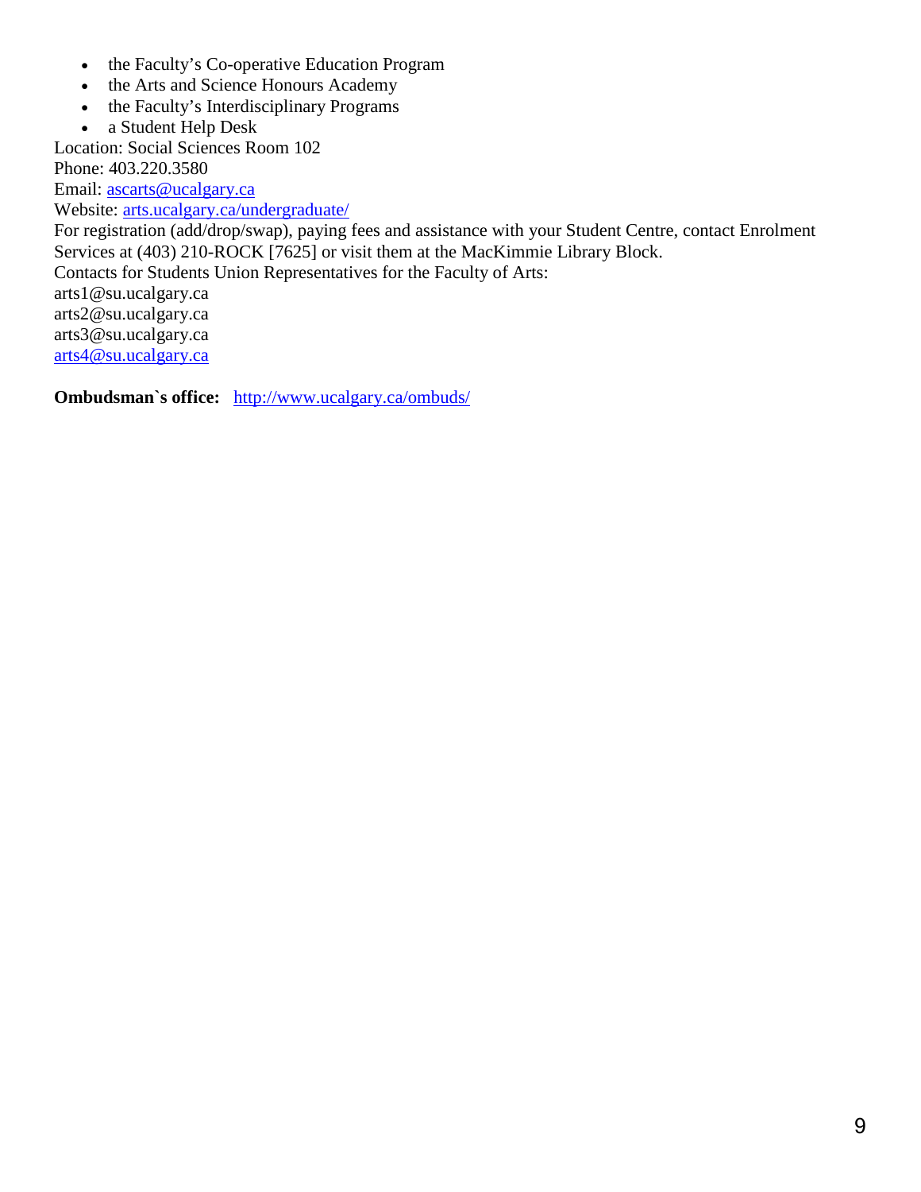- the Faculty's Co-operative Education Program
- the Arts and Science Honours Academy
- the Faculty's Interdisciplinary Programs
- a Student Help Desk

Location: Social Sciences Room 102
Phone: 403.220.3580
Email: ascarts@ucalgary.ca
Website: arts.ucalgary.ca/undergraduate/
For registration (add/drop/swap), paying fees and assistance with your Student Centre, contact Enrolment Services at (403) 210-ROCK [7625] or visit them at the MacKimmie Library Block.
Contacts for Students Union Representatives for the Faculty of Arts:
arts1@su.ucalgary.ca
arts2@su.ucalgary.ca
arts3@su.ucalgary.ca
arts4@su.ucalgary.ca

**Ombudsman`s office:** http://www.ucalgary.ca/ombuds/